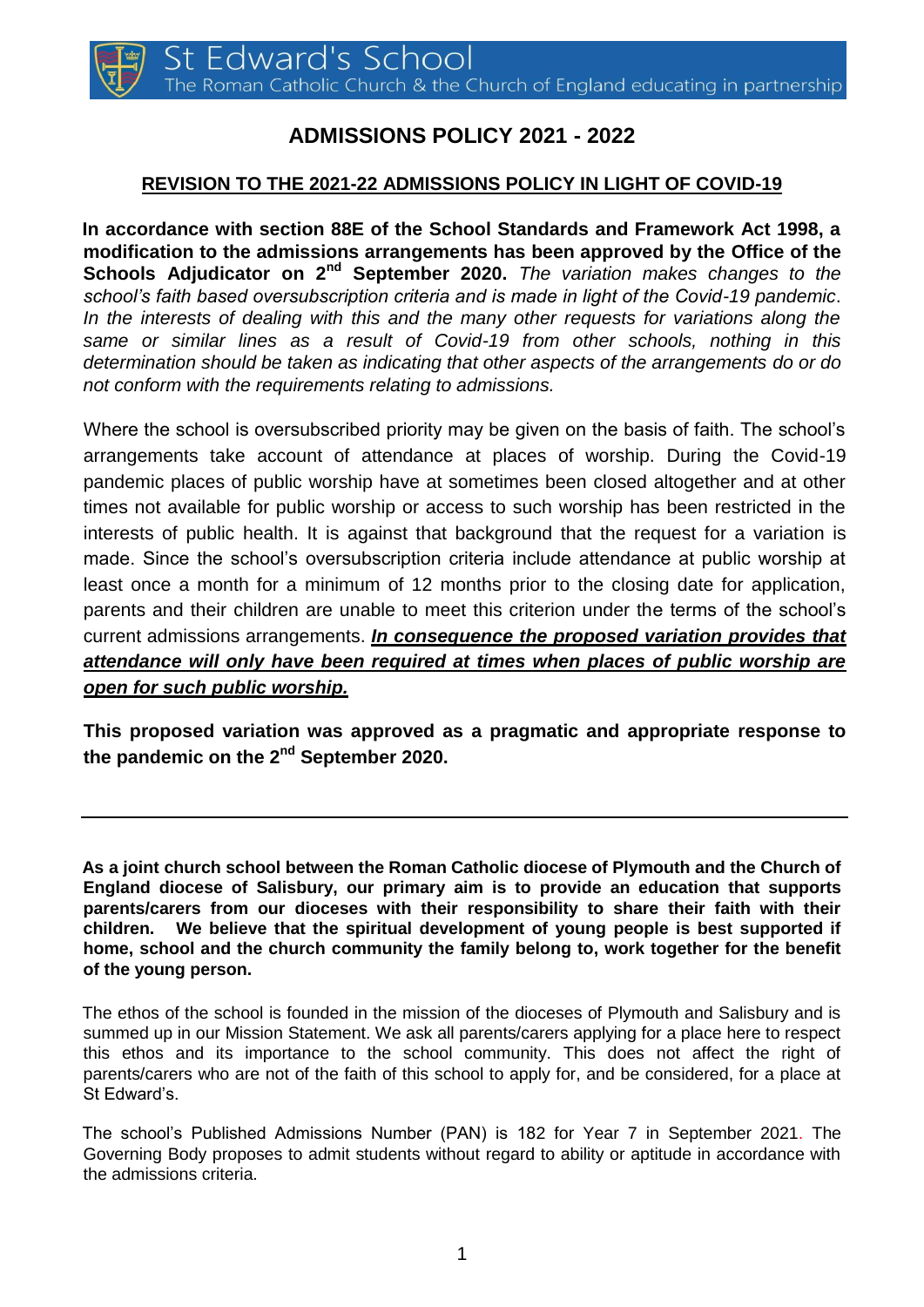St Edward's School
The Roman Catholic Church & the Church of England educating in partnership

# ADMISSIONS POLICY 2021 - 2022

## REVISION TO THE 2021-22 ADMISSIONS POLICY IN LIGHT OF COVID-19

**In accordance with section 88E of the School Standards and Framework Act 1998, a modification to the admissions arrangements has been approved by the Office of the Schools Adjudicator on 2nd September 2020.** *The variation makes changes to the school's faith based oversubscription criteria and is made in light of the Covid-19 pandemic. In the interests of dealing with this and the many other requests for variations along the same or similar lines as a result of Covid-19 from other schools, nothing in this determination should be taken as indicating that other aspects of the arrangements do or do not conform with the requirements relating to admissions.*

Where the school is oversubscribed priority may be given on the basis of faith. The school's arrangements take account of attendance at places of worship. During the Covid-19 pandemic places of public worship have at sometimes been closed altogether and at other times not available for public worship or access to such worship has been restricted in the interests of public health. It is against that background that the request for a variation is made. Since the school's oversubscription criteria include attendance at public worship at least once a month for a minimum of 12 months prior to the closing date for application, parents and their children are unable to meet this criterion under the terms of the school's current admissions arrangements. ***In consequence the proposed variation provides that attendance will only have been required at times when places of public worship are open for such public worship.***

**This proposed variation was approved as a pragmatic and appropriate response to the pandemic on the 2nd September 2020.**

---

**As a joint church school between the Roman Catholic diocese of Plymouth and the Church of England diocese of Salisbury, our primary aim is to provide an education that supports parents/carers from our dioceses with their responsibility to share their faith with their children. We believe that the spiritual development of young people is best supported if home, school and the church community the family belong to, work together for the benefit of the young person.**

The ethos of the school is founded in the mission of the dioceses of Plymouth and Salisbury and is summed up in our Mission Statement. We ask all parents/carers applying for a place here to respect this ethos and its importance to the school community. This does not affect the right of parents/carers who are not of the faith of this school to apply for, and be considered, for a place at St Edward's.

The school's Published Admissions Number (PAN) is 182 for Year 7 in September 2021. The Governing Body proposes to admit students without regard to ability or aptitude in accordance with the admissions criteria.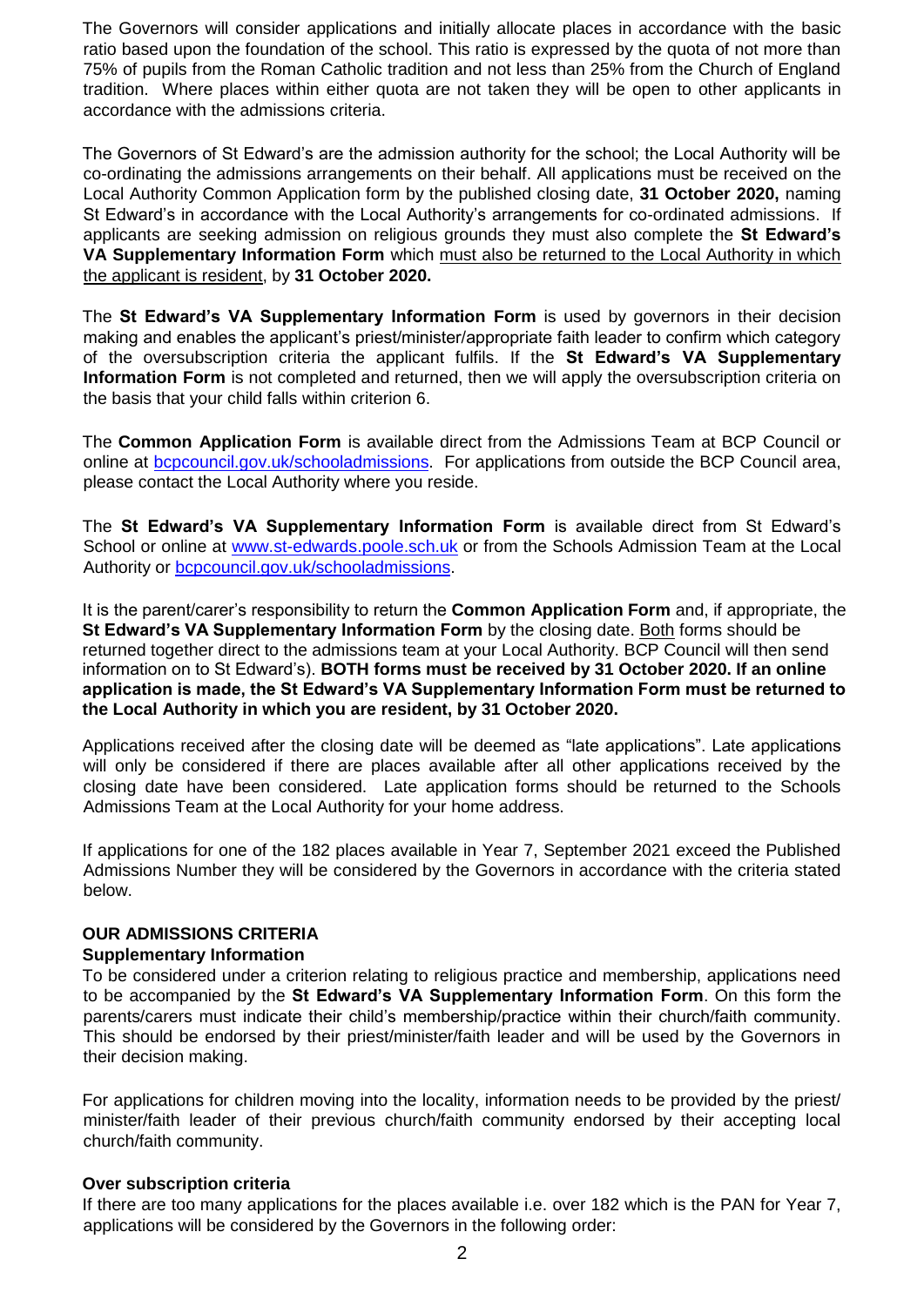The Governors will consider applications and initially allocate places in accordance with the basic ratio based upon the foundation of the school. This ratio is expressed by the quota of not more than 75% of pupils from the Roman Catholic tradition and not less than 25% from the Church of England tradition. Where places within either quota are not taken they will be open to other applicants in accordance with the admissions criteria.

The Governors of St Edward's are the admission authority for the school; the Local Authority will be co-ordinating the admissions arrangements on their behalf. All applications must be received on the Local Authority Common Application form by the published closing date, **31 October 2020,** naming St Edward's in accordance with the Local Authority's arrangements for co-ordinated admissions. If applicants are seeking admission on religious grounds they must also complete the **St Edward's VA Supplementary Information Form** which must also be returned to the Local Authority in which the applicant is resident, by **31 October 2020.**

The **St Edward's VA Supplementary Information Form** is used by governors in their decision making and enables the applicant's priest/minister/appropriate faith leader to confirm which category of the oversubscription criteria the applicant fulfils. If the **St Edward's VA Supplementary Information Form** is not completed and returned, then we will apply the oversubscription criteria on the basis that your child falls within criterion 6.

The **Common Application Form** is available direct from the Admissions Team at BCP Council or online at bcpcouncil.gov.uk/schooladmissions. For applications from outside the BCP Council area, please contact the Local Authority where you reside.

The **St Edward's VA Supplementary Information Form** is available direct from St Edward's School or online at www.st-edwards.poole.sch.uk or from the Schools Admission Team at the Local Authority or bcpcouncil.gov.uk/schooladmissions.

It is the parent/carer's responsibility to return the **Common Application Form** and, if appropriate, the **St Edward's VA Supplementary Information Form** by the closing date. Both forms should be returned together direct to the admissions team at your Local Authority. BCP Council will then send information on to St Edward's). **BOTH forms must be received by 31 October 2020. If an online application is made, the St Edward's VA Supplementary Information Form must be returned to the Local Authority in which you are resident, by 31 October 2020.**

Applications received after the closing date will be deemed as "late applications". Late applications will only be considered if there are places available after all other applications received by the closing date have been considered. Late application forms should be returned to the Schools Admissions Team at the Local Authority for your home address.

If applications for one of the 182 places available in Year 7, September 2021 exceed the Published Admissions Number they will be considered by the Governors in accordance with the criteria stated below.

## OUR ADMISSIONS CRITERIA

### Supplementary Information

To be considered under a criterion relating to religious practice and membership, applications need to be accompanied by the **St Edward's VA Supplementary Information Form**. On this form the parents/carers must indicate their child's membership/practice within their church/faith community. This should be endorsed by their priest/minister/faith leader and will be used by the Governors in their decision making.

For applications for children moving into the locality, information needs to be provided by the priest/ minister/faith leader of their previous church/faith community endorsed by their accepting local church/faith community.

### Over subscription criteria

If there are too many applications for the places available i.e. over 182 which is the PAN for Year 7, applications will be considered by the Governors in the following order: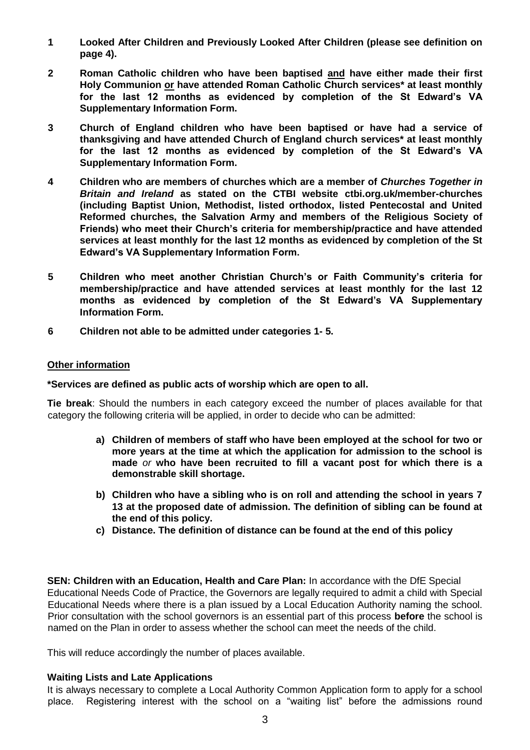1. **Looked After Children and Previously Looked After Children (please see definition on page 4).**

2. **Roman Catholic children who have been baptised <u>and</u> have either made their first Holy Communion <u>or</u> have attended Roman Catholic Church services* at least monthly for the last 12 months as evidenced by completion of the St Edward's VA Supplementary Information Form.**

3. **Church of England children who have been baptised or have had a service of thanksgiving and have attended Church of England church services* at least monthly for the last 12 months as evidenced by completion of the St Edward's VA Supplementary Information Form.**

4. **Children who are members of churches which are a member of *Churches Together in Britain and Ireland* as stated on the CTBI website ctbi.org.uk/member-churches (including Baptist Union, Methodist, listed orthodox, listed Pentecostal and United Reformed churches, the Salvation Army and members of the Religious Society of Friends) who meet their Church's criteria for membership/practice and have attended services at least monthly for the last 12 months as evidenced by completion of the St Edward's VA Supplementary Information Form.**

5. **Children who meet another Christian Church's or Faith Community's criteria for membership/practice and have attended services at least monthly for the last 12 months as evidenced by completion of the St Edward's VA Supplementary Information Form.**

6. **Children not able to be admitted under categories 1- 5.**

**<u>Other information</u>**

**\*Services are defined as public acts of worship which are open to all.**

**Tie break**: Should the numbers in each category exceed the number of places available for that category the following criteria will be applied, in order to decide who can be admitted:

a) **Children of members of staff who have been employed at the school for two or more years at the time at which the application for admission to the school is made** *or* **who have been recruited to fill a vacant post for which there is a demonstrable skill shortage.**

b) **Children who have a sibling who is on roll and attending the school in years 7 13 at the proposed date of admission. The definition of sibling can be found at the end of this policy.**

c) **Distance. The definition of distance can be found at the end of this policy**

**SEN: Children with an Education, Health and Care Plan:** In accordance with the DfE Special Educational Needs Code of Practice, the Governors are legally required to admit a child with Special Educational Needs where there is a plan issued by a Local Education Authority naming the school. Prior consultation with the school governors is an essential part of this process **before** the school is named on the Plan in order to assess whether the school can meet the needs of the child.

This will reduce accordingly the number of places available.

**Waiting Lists and Late Applications**

It is always necessary to complete a Local Authority Common Application form to apply for a school place. Registering interest with the school on a "waiting list" before the admissions round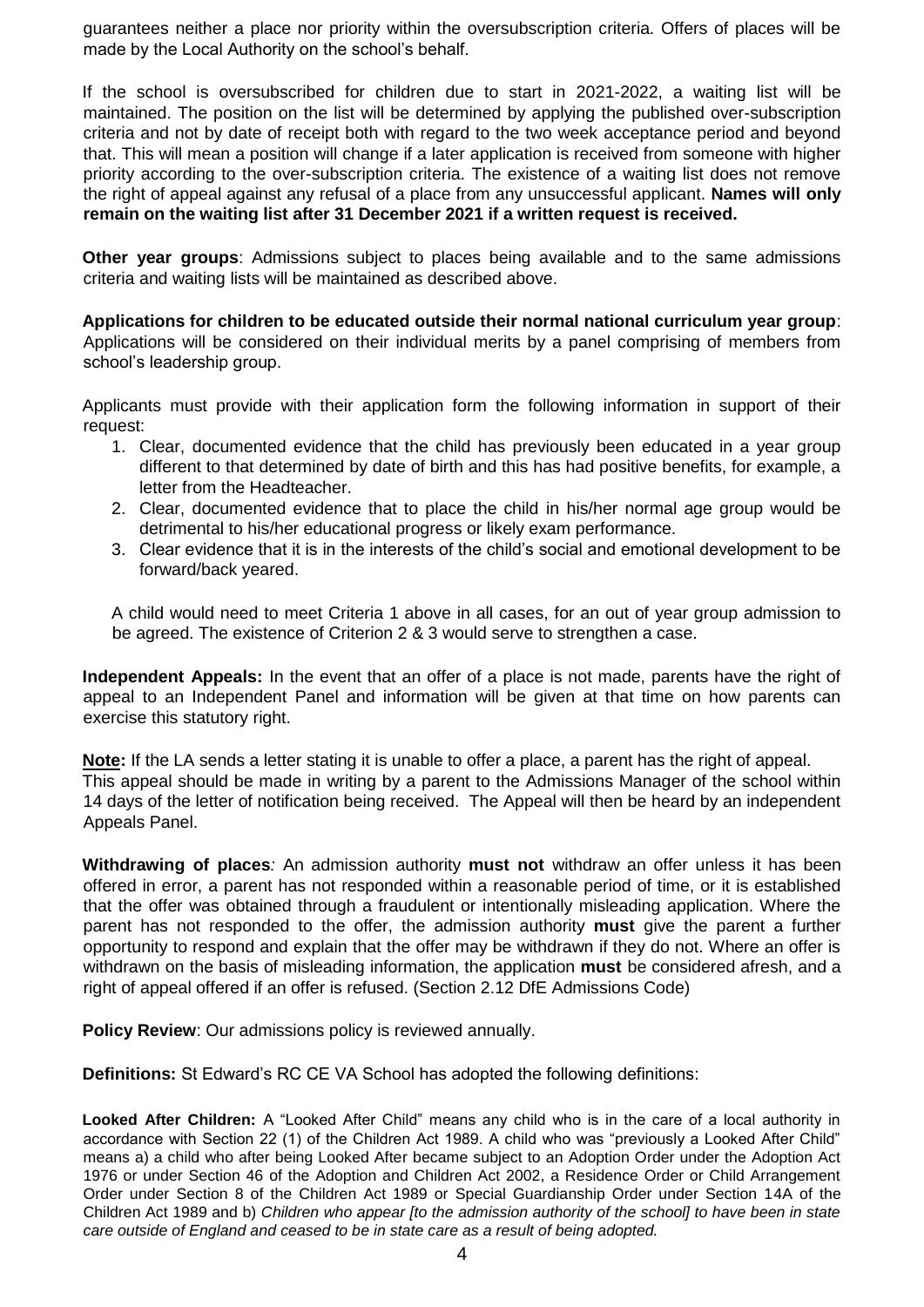guarantees neither a place nor priority within the oversubscription criteria. Offers of places will be made by the Local Authority on the school's behalf.

If the school is oversubscribed for children due to start in 2021-2022, a waiting list will be maintained. The position on the list will be determined by applying the published over-subscription criteria and not by date of receipt both with regard to the two week acceptance period and beyond that. This will mean a position will change if a later application is received from someone with higher priority according to the over-subscription criteria. The existence of a waiting list does not remove the right of appeal against any refusal of a place from any unsuccessful applicant. **Names will only remain on the waiting list after 31 December 2021 if a written request is received.**

**Other year groups**: Admissions subject to places being available and to the same admissions criteria and waiting lists will be maintained as described above.

**Applications for children to be educated outside their normal national curriculum year group**: Applications will be considered on their individual merits by a panel comprising of members from school's leadership group.

Applicants must provide with their application form the following information in support of their request:

1. Clear, documented evidence that the child has previously been educated in a year group different to that determined by date of birth and this has had positive benefits, for example, a letter from the Headteacher.
2. Clear, documented evidence that to place the child in his/her normal age group would be detrimental to his/her educational progress or likely exam performance.
3. Clear evidence that it is in the interests of the child's social and emotional development to be forward/back yeared.

A child would need to meet Criteria 1 above in all cases, for an out of year group admission to be agreed. The existence of Criterion 2 & 3 would serve to strengthen a case.

**Independent Appeals:** In the event that an offer of a place is not made, parents have the right of appeal to an Independent Panel and information will be given at that time on how parents can exercise this statutory right.

**Note:** If the LA sends a letter stating it is unable to offer a place, a parent has the right of appeal. This appeal should be made in writing by a parent to the Admissions Manager of the school within 14 days of the letter of notification being received. The Appeal will then be heard by an independent Appeals Panel.

**Withdrawing of places***:* An admission authority **must not** withdraw an offer unless it has been offered in error, a parent has not responded within a reasonable period of time, or it is established that the offer was obtained through a fraudulent or intentionally misleading application. Where the parent has not responded to the offer, the admission authority **must** give the parent a further opportunity to respond and explain that the offer may be withdrawn if they do not. Where an offer is withdrawn on the basis of misleading information, the application **must** be considered afresh, and a right of appeal offered if an offer is refused. (Section 2.12 DfE Admissions Code)

**Policy Review**: Our admissions policy is reviewed annually.

**Definitions:** St Edward's RC CE VA School has adopted the following definitions:

**Looked After Children:** A "Looked After Child" means any child who is in the care of a local authority in accordance with Section 22 (1) of the Children Act 1989. A child who was "previously a Looked After Child" means a) a child who after being Looked After became subject to an Adoption Order under the Adoption Act 1976 or under Section 46 of the Adoption and Children Act 2002, a Residence Order or Child Arrangement Order under Section 8 of the Children Act 1989 or Special Guardianship Order under Section 14A of the Children Act 1989 and b) *Children who appear [to the admission authority of the school] to have been in state care outside of England and ceased to be in state care as a result of being adopted.*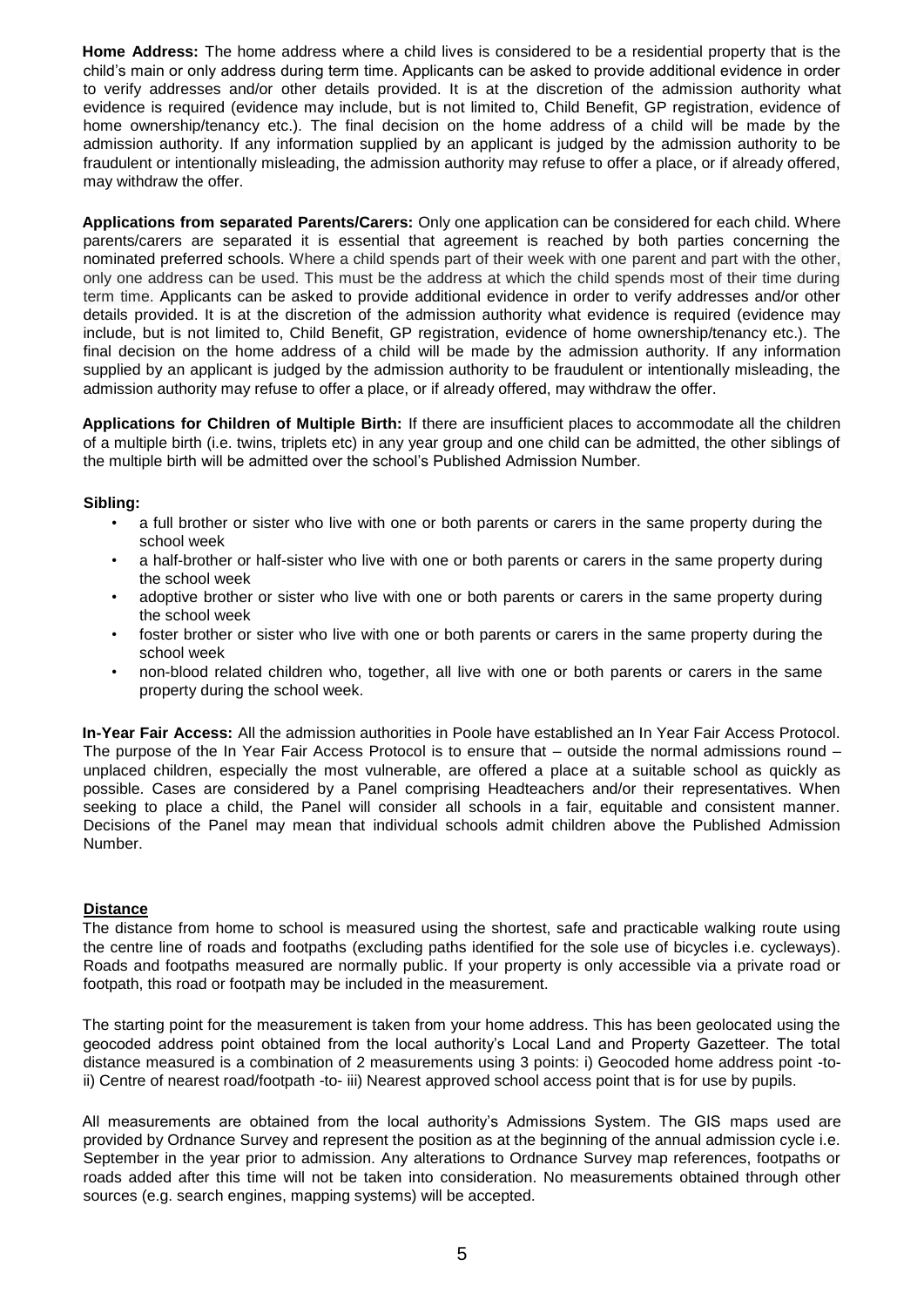**Home Address:** The home address where a child lives is considered to be a residential property that is the child's main or only address during term time. Applicants can be asked to provide additional evidence in order to verify addresses and/or other details provided. It is at the discretion of the admission authority what evidence is required (evidence may include, but is not limited to, Child Benefit, GP registration, evidence of home ownership/tenancy etc.). The final decision on the home address of a child will be made by the admission authority. If any information supplied by an applicant is judged by the admission authority to be fraudulent or intentionally misleading, the admission authority may refuse to offer a place, or if already offered, may withdraw the offer.

**Applications from separated Parents/Carers:** Only one application can be considered for each child. Where parents/carers are separated it is essential that agreement is reached by both parties concerning the nominated preferred schools. Where a child spends part of their week with one parent and part with the other, only one address can be used. This must be the address at which the child spends most of their time during term time. Applicants can be asked to provide additional evidence in order to verify addresses and/or other details provided. It is at the discretion of the admission authority what evidence is required (evidence may include, but is not limited to, Child Benefit, GP registration, evidence of home ownership/tenancy etc.). The final decision on the home address of a child will be made by the admission authority. If any information supplied by an applicant is judged by the admission authority to be fraudulent or intentionally misleading, the admission authority may refuse to offer a place, or if already offered, may withdraw the offer.

**Applications for Children of Multiple Birth:** If there are insufficient places to accommodate all the children of a multiple birth (i.e. twins, triplets etc) in any year group and one child can be admitted, the other siblings of the multiple birth will be admitted over the school's Published Admission Number.

**Sibling:**

- a full brother or sister who live with one or both parents or carers in the same property during the school week
- a half-brother or half-sister who live with one or both parents or carers in the same property during the school week
- adoptive brother or sister who live with one or both parents or carers in the same property during the school week
- foster brother or sister who live with one or both parents or carers in the same property during the school week
- non-blood related children who, together, all live with one or both parents or carers in the same property during the school week.

**In-Year Fair Access:** All the admission authorities in Poole have established an In Year Fair Access Protocol. The purpose of the In Year Fair Access Protocol is to ensure that – outside the normal admissions round – unplaced children, especially the most vulnerable, are offered a place at a suitable school as quickly as possible. Cases are considered by a Panel comprising Headteachers and/or their representatives. When seeking to place a child, the Panel will consider all schools in a fair, equitable and consistent manner. Decisions of the Panel may mean that individual schools admit children above the Published Admission Number.

**Distance**

The distance from home to school is measured using the shortest, safe and practicable walking route using the centre line of roads and footpaths (excluding paths identified for the sole use of bicycles i.e. cycleways). Roads and footpaths measured are normally public. If your property is only accessible via a private road or footpath, this road or footpath may be included in the measurement.

The starting point for the measurement is taken from your home address. This has been geolocated using the geocoded address point obtained from the local authority's Local Land and Property Gazetteer. The total distance measured is a combination of 2 measurements using 3 points: i) Geocoded home address point -to- ii) Centre of nearest road/footpath -to- iii) Nearest approved school access point that is for use by pupils.

All measurements are obtained from the local authority's Admissions System. The GIS maps used are provided by Ordnance Survey and represent the position as at the beginning of the annual admission cycle i.e. September in the year prior to admission. Any alterations to Ordnance Survey map references, footpaths or roads added after this time will not be taken into consideration. No measurements obtained through other sources (e.g. search engines, mapping systems) will be accepted.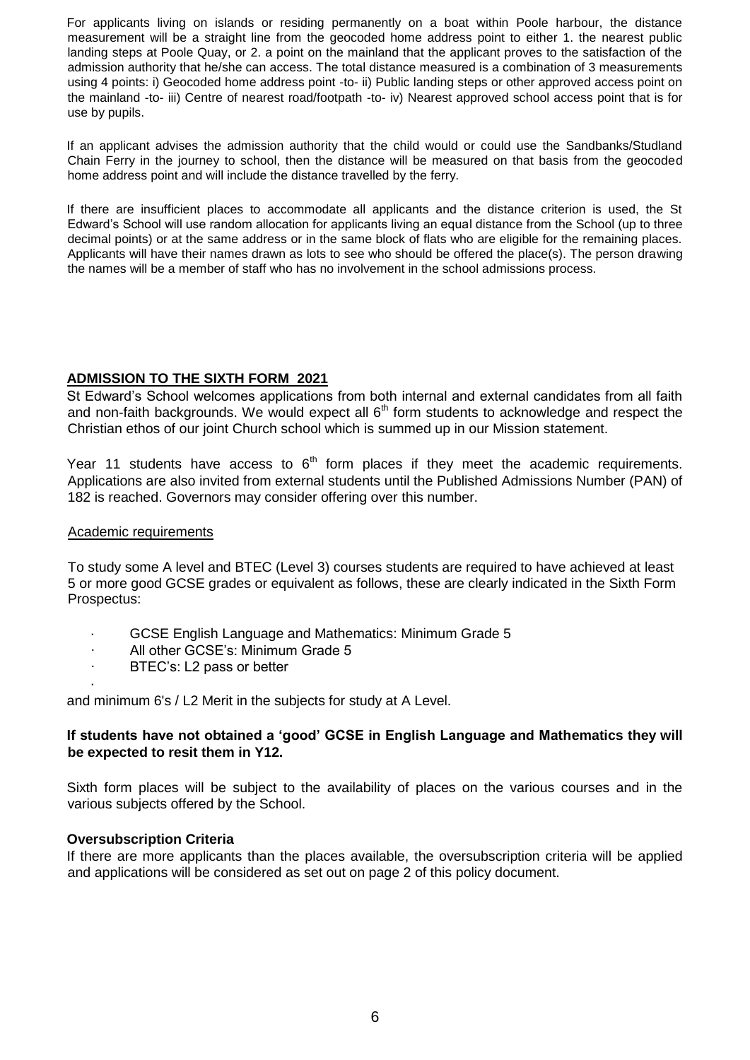For applicants living on islands or residing permanently on a boat within Poole harbour, the distance measurement will be a straight line from the geocoded home address point to either 1. the nearest public landing steps at Poole Quay, or 2. a point on the mainland that the applicant proves to the satisfaction of the admission authority that he/she can access. The total distance measured is a combination of 3 measurements using 4 points: i) Geocoded home address point -to- ii) Public landing steps or other approved access point on the mainland -to- iii) Centre of nearest road/footpath -to- iv) Nearest approved school access point that is for use by pupils.

If an applicant advises the admission authority that the child would or could use the Sandbanks/Studland Chain Ferry in the journey to school, then the distance will be measured on that basis from the geocoded home address point and will include the distance travelled by the ferry.

If there are insufficient places to accommodate all applicants and the distance criterion is used, the St Edward's School will use random allocation for applicants living an equal distance from the School (up to three decimal points) or at the same address or in the same block of flats who are eligible for the remaining places. Applicants will have their names drawn as lots to see who should be offered the place(s). The person drawing the names will be a member of staff who has no involvement in the school admissions process.

## ADMISSION TO THE SIXTH FORM 2021

St Edward's School welcomes applications from both internal and external candidates from all faith and non-faith backgrounds. We would expect all 6th form students to acknowledge and respect the Christian ethos of our joint Church school which is summed up in our Mission statement.

Year 11 students have access to 6th form places if they meet the academic requirements. Applications are also invited from external students until the Published Admissions Number (PAN) of 182 is reached. Governors may consider offering over this number.

### Academic requirements

To study some A level and BTEC (Level 3) courses students are required to have achieved at least 5 or more good GCSE grades or equivalent as follows, these are clearly indicated in the Sixth Form Prospectus:

- GCSE English Language and Mathematics: Minimum Grade 5
- All other GCSE's: Minimum Grade 5
- BTEC's: L2 pass or better

and minimum 6's / L2 Merit in the subjects for study at A Level.

**If students have not obtained a 'good' GCSE in English Language and Mathematics they will be expected to resit them in Y12.**

Sixth form places will be subject to the availability of places on the various courses and in the various subjects offered by the School.

### Oversubscription Criteria

If there are more applicants than the places available, the oversubscription criteria will be applied and applications will be considered as set out on page 2 of this policy document.